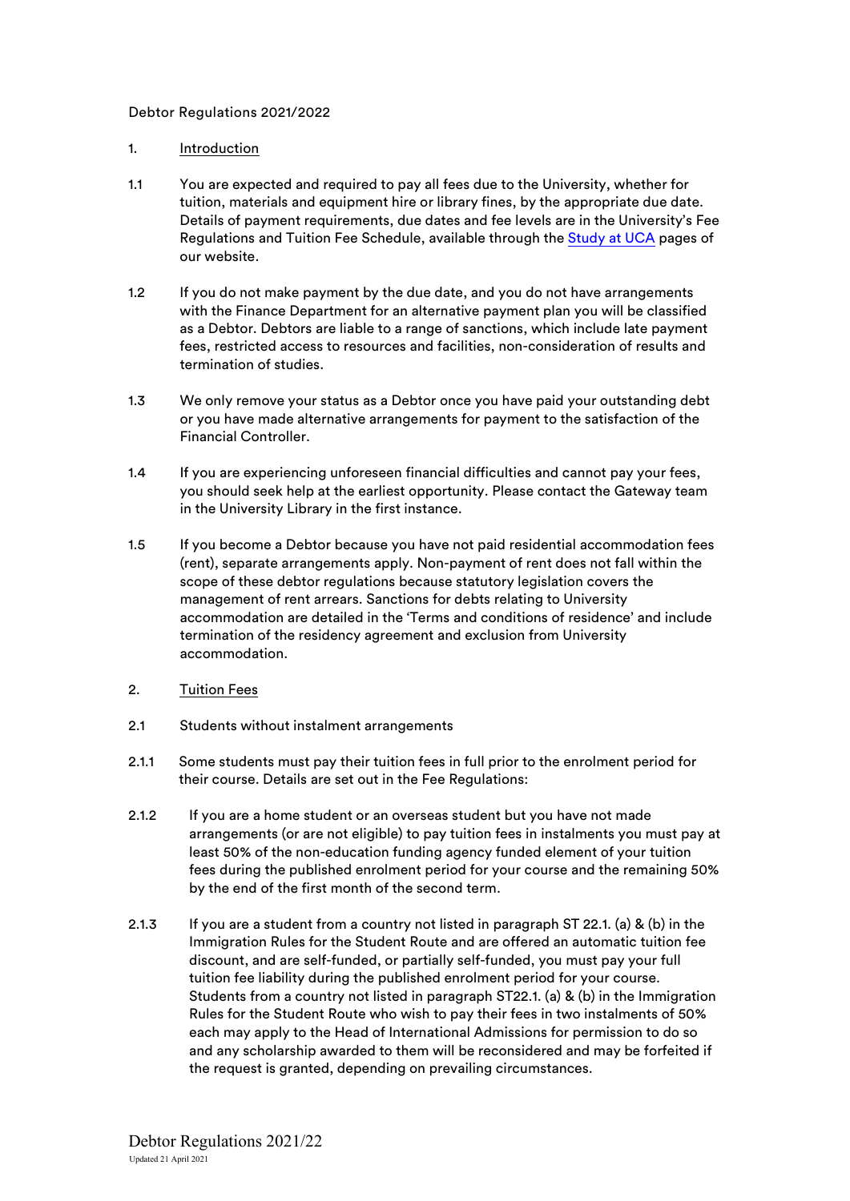Debtor Regulations 2021/2022

1. <u>Introduction</u>

1.1 You are expected and required to pay all fees due to the University, whether for tuition, materials and equipment hire or library fines, by the appropriate due date. Details of payment requirements, due dates and fee levels are in the University's Fee Regulations and Tuition Fee Schedule, available through the [Study at UCA] pages of our website.

1.2 If you do not make payment by the due date, and you do not have arrangements with the Finance Department for an alternative payment plan you will be classified as a Debtor. Debtors are liable to a range of sanctions, which include late payment fees, restricted access to resources and facilities, non-consideration of results and termination of studies.

1.3 We only remove your status as a Debtor once you have paid your outstanding debt or you have made alternative arrangements for payment to the satisfaction of the Financial Controller.

1.4 If you are experiencing unforeseen financial difficulties and cannot pay your fees, you should seek help at the earliest opportunity. Please contact the Gateway team in the University Library in the first instance.

1.5 If you become a Debtor because you have not paid residential accommodation fees (rent), separate arrangements apply. Non-payment of rent does not fall within the scope of these debtor regulations because statutory legislation covers the management of rent arrears. Sanctions for debts relating to University accommodation are detailed in the 'Terms and conditions of residence' and include termination of the residency agreement and exclusion from University accommodation.

2. <u>Tuition Fees</u>

2.1 Students without instalment arrangements

2.1.1 Some students must pay their tuition fees in full prior to the enrolment period for their course. Details are set out in the Fee Regulations:

2.1.2 If you are a home student or an overseas student but you have not made arrangements (or are not eligible) to pay tuition fees in instalments you must pay at least 50% of the non-education funding agency funded element of your tuition fees during the published enrolment period for your course and the remaining 50% by the end of the first month of the second term.

2.1.3 If you are a student from a country not listed in paragraph ST 22.1. (a) & (b) in the Immigration Rules for the Student Route and are offered an automatic tuition fee discount, and are self-funded, or partially self-funded, you must pay your full tuition fee liability during the published enrolment period for your course. Students from a country not listed in paragraph ST22.1. (a) & (b) in the Immigration Rules for the Student Route who wish to pay their fees in two instalments of 50% each may apply to the Head of International Admissions for permission to do so and any scholarship awarded to them will be reconsidered and may be forfeited if the request is granted, depending on prevailing circumstances.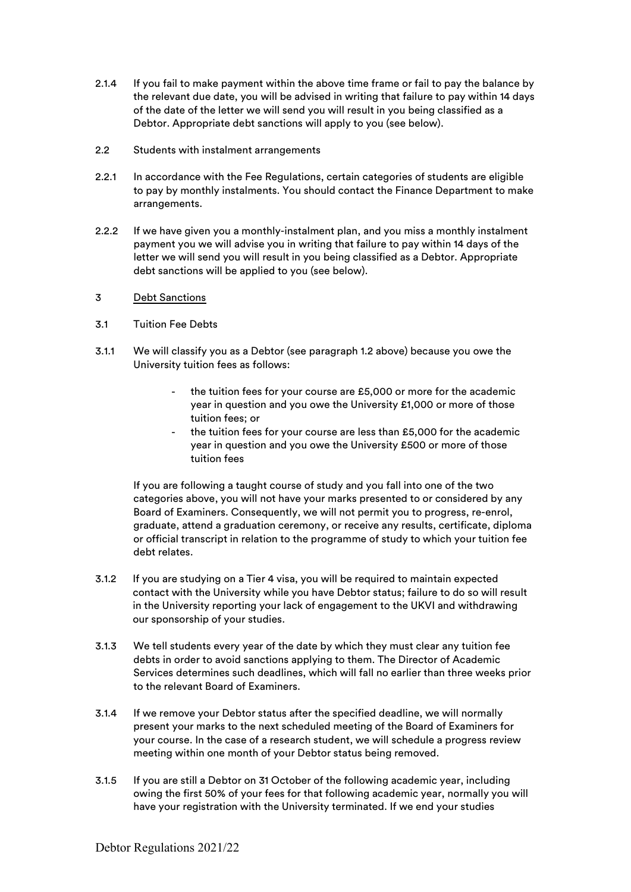2.1.4 If you fail to make payment within the above time frame or fail to pay the balance by the relevant due date, you will be advised in writing that failure to pay within 14 days of the date of the letter we will send you will result in you being classified as a Debtor. Appropriate debt sanctions will apply to you (see below).

2.2 Students with instalment arrangements

2.2.1 In accordance with the Fee Regulations, certain categories of students are eligible to pay by monthly instalments. You should contact the Finance Department to make arrangements.

2.2.2 If we have given you a monthly-instalment plan, and you miss a monthly instalment payment you we will advise you in writing that failure to pay within 14 days of the letter we will send you will result in you being classified as a Debtor. Appropriate debt sanctions will be applied to you (see below).

## 3 Debt Sanctions

3.1 Tuition Fee Debts

3.1.1 We will classify you as a Debtor (see paragraph 1.2 above) because you owe the University tuition fees as follows:

- the tuition fees for your course are £5,000 or more for the academic year in question and you owe the University £1,000 or more of those tuition fees; or
- the tuition fees for your course are less than £5,000 for the academic year in question and you owe the University £500 or more of those tuition fees

If you are following a taught course of study and you fall into one of the two categories above, you will not have your marks presented to or considered by any Board of Examiners. Consequently, we will not permit you to progress, re-enrol, graduate, attend a graduation ceremony, or receive any results, certificate, diploma or official transcript in relation to the programme of study to which your tuition fee debt relates.

3.1.2 If you are studying on a Tier 4 visa, you will be required to maintain expected contact with the University while you have Debtor status; failure to do so will result in the University reporting your lack of engagement to the UKVI and withdrawing our sponsorship of your studies.

3.1.3 We tell students every year of the date by which they must clear any tuition fee debts in order to avoid sanctions applying to them. The Director of Academic Services determines such deadlines, which will fall no earlier than three weeks prior to the relevant Board of Examiners.

3.1.4 If we remove your Debtor status after the specified deadline, we will normally present your marks to the next scheduled meeting of the Board of Examiners for your course. In the case of a research student, we will schedule a progress review meeting within one month of your Debtor status being removed.

3.1.5 If you are still a Debtor on 31 October of the following academic year, including owing the first 50% of your fees for that following academic year, normally you will have your registration with the University terminated. If we end your studies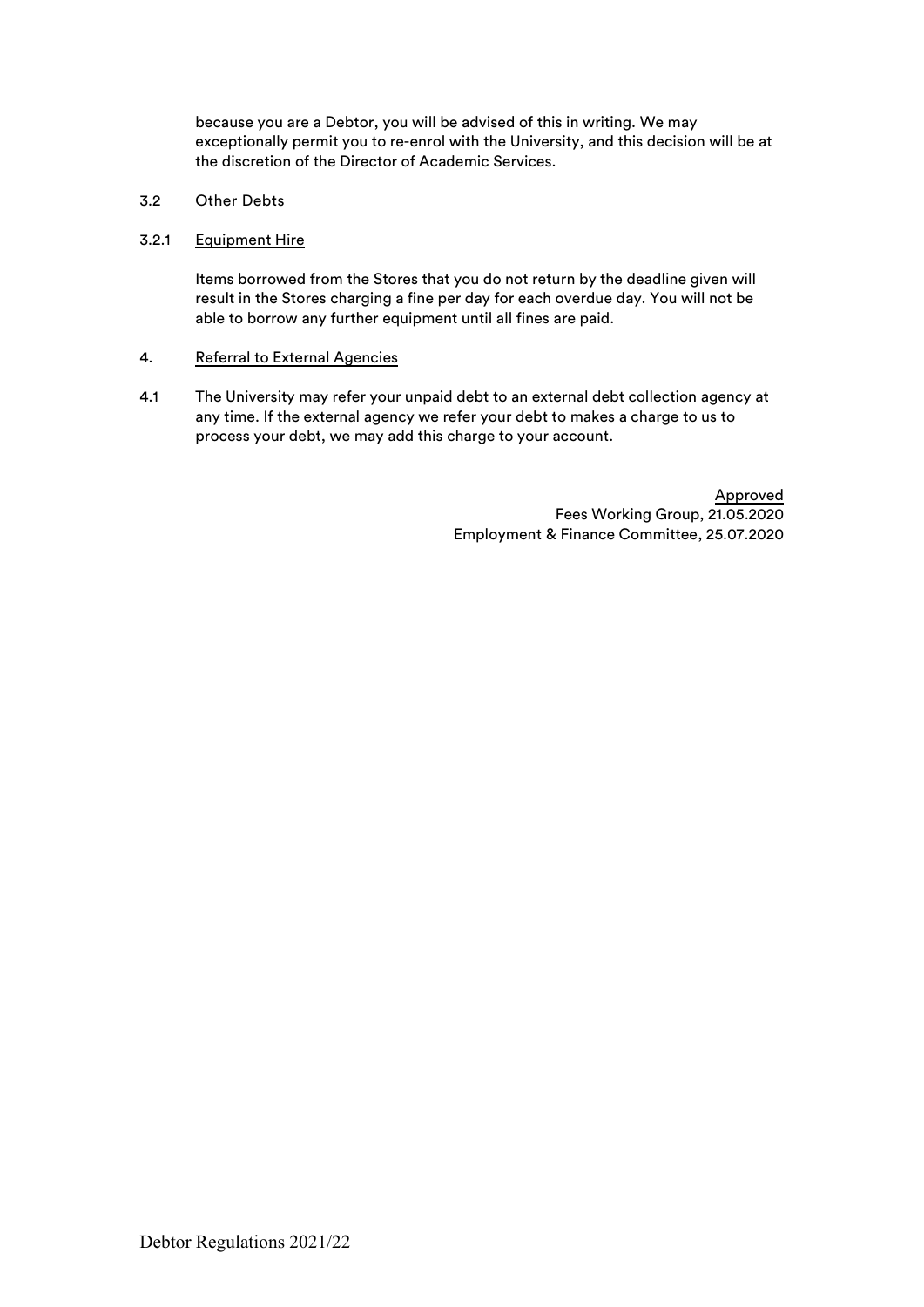because you are a Debtor, you will be advised of this in writing. We may exceptionally permit you to re-enrol with the University, and this decision will be at the discretion of the Director of Academic Services.

3.2 Other Debts

3.2.1 Equipment Hire

Items borrowed from the Stores that you do not return by the deadline given will result in the Stores charging a fine per day for each overdue day. You will not be able to borrow any further equipment until all fines are paid.

4. Referral to External Agencies

4.1 The University may refer your unpaid debt to an external debt collection agency at any time. If the external agency we refer your debt to makes a charge to us to process your debt, we may add this charge to your account.

Approved
Fees Working Group, 21.05.2020
Employment & Finance Committee, 25.07.2020